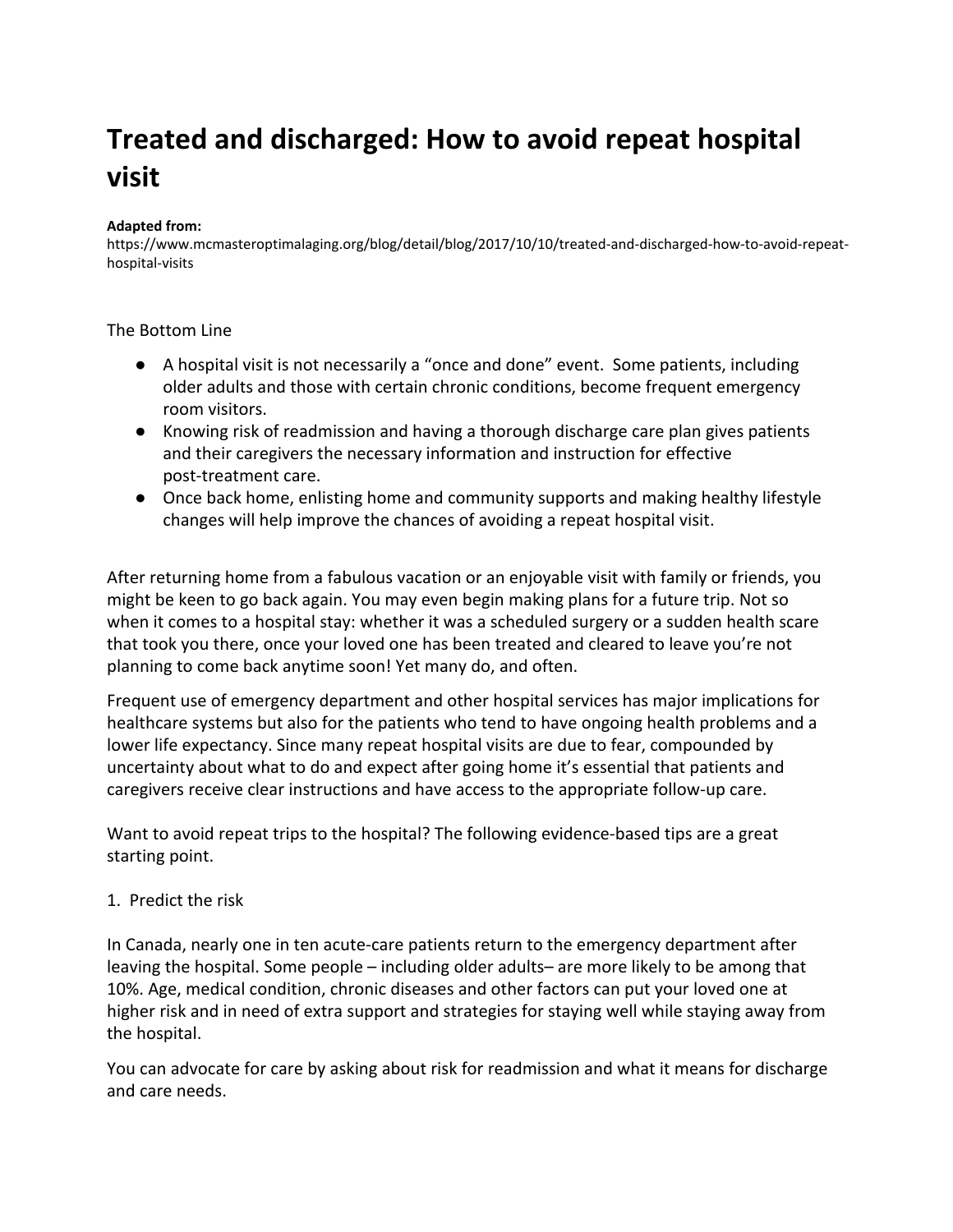# Treated and discharged: How to avoid repeat hospital visit

**Adapted from:**
https://www.mcmasteroptimalaging.org/blog/detail/blog/2017/10/10/treated-and-discharged-how-to-avoid-repeat-hospital-visits

The Bottom Line

- A hospital visit is not necessarily a "once and done" event. Some patients, including older adults and those with certain chronic conditions, become frequent emergency room visitors.
- Knowing risk of readmission and having a thorough discharge care plan gives patients and their caregivers the necessary information and instruction for effective post-treatment care.
- Once back home, enlisting home and community supports and making healthy lifestyle changes will help improve the chances of avoiding a repeat hospital visit.

After returning home from a fabulous vacation or an enjoyable visit with family or friends, you might be keen to go back again. You may even begin making plans for a future trip. Not so when it comes to a hospital stay: whether it was a scheduled surgery or a sudden health scare that took you there, once your loved one has been treated and cleared to leave you're not planning to come back anytime soon! Yet many do, and often.

Frequent use of emergency department and other hospital services has major implications for healthcare systems but also for the patients who tend to have ongoing health problems and a lower life expectancy. Since many repeat hospital visits are due to fear, compounded by uncertainty about what to do and expect after going home it's essential that patients and caregivers receive clear instructions and have access to the appropriate follow-up care.

Want to avoid repeat trips to the hospital? The following evidence-based tips are a great starting point.

1. Predict the risk

In Canada, nearly one in ten acute-care patients return to the emergency department after leaving the hospital. Some people – including older adults– are more likely to be among that 10%. Age, medical condition, chronic diseases and other factors can put your loved one at higher risk and in need of extra support and strategies for staying well while staying away from the hospital.

You can advocate for care by asking about risk for readmission and what it means for discharge and care needs.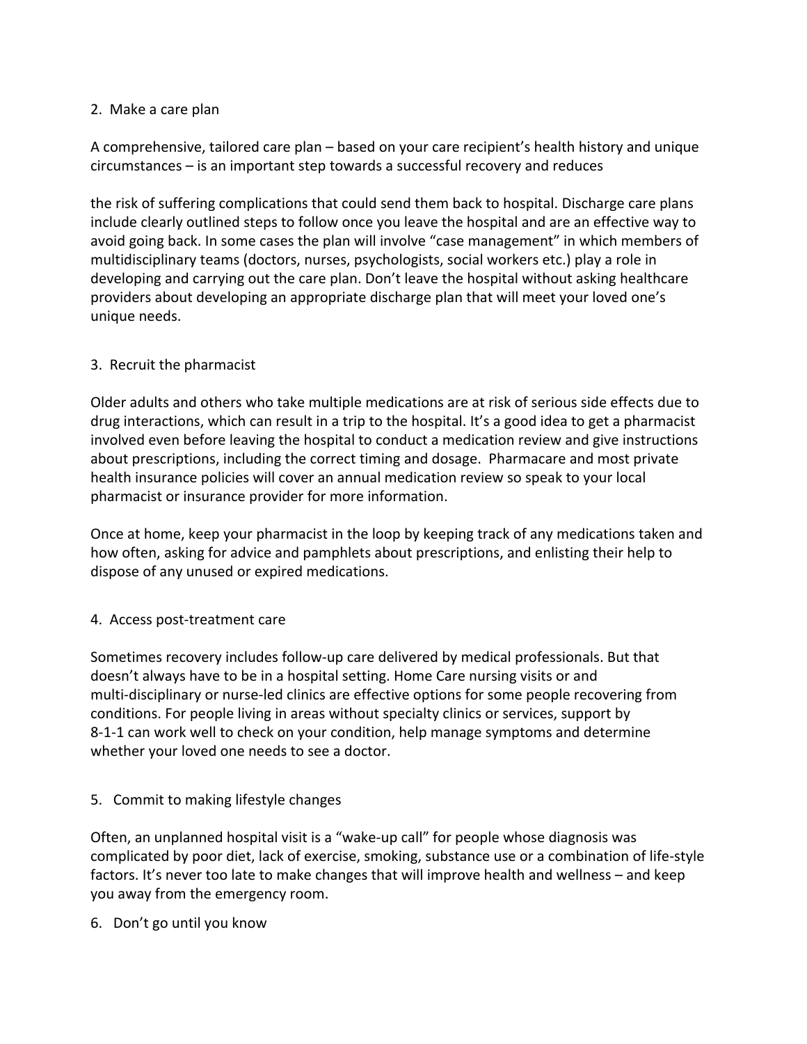## 2. Make a care plan

A comprehensive, tailored care plan – based on your care recipient's health history and unique circumstances – is an important step towards a successful recovery and reduces

the risk of suffering complications that could send them back to hospital. Discharge care plans include clearly outlined steps to follow once you leave the hospital and are an effective way to avoid going back. In some cases the plan will involve "case management" in which members of multidisciplinary teams (doctors, nurses, psychologists, social workers etc.) play a role in developing and carrying out the care plan. Don't leave the hospital without asking healthcare providers about developing an appropriate discharge plan that will meet your loved one's unique needs.

## 3. Recruit the pharmacist

Older adults and others who take multiple medications are at risk of serious side effects due to drug interactions, which can result in a trip to the hospital. It's a good idea to get a pharmacist involved even before leaving the hospital to conduct a medication review and give instructions about prescriptions, including the correct timing and dosage. Pharmacare and most private health insurance policies will cover an annual medication review so speak to your local pharmacist or insurance provider for more information.

Once at home, keep your pharmacist in the loop by keeping track of any medications taken and how often, asking for advice and pamphlets about prescriptions, and enlisting their help to dispose of any unused or expired medications.

## 4. Access post-treatment care

Sometimes recovery includes follow-up care delivered by medical professionals. But that doesn't always have to be in a hospital setting. Home Care nursing visits or and multi-disciplinary or nurse-led clinics are effective options for some people recovering from conditions. For people living in areas without specialty clinics or services, support by 8-1-1 can work well to check on your condition, help manage symptoms and determine whether your loved one needs to see a doctor.

## 5. Commit to making lifestyle changes

Often, an unplanned hospital visit is a "wake-up call" for people whose diagnosis was complicated by poor diet, lack of exercise, smoking, substance use or a combination of life-style factors. It's never too late to make changes that will improve health and wellness – and keep you away from the emergency room.

## 6. Don't go until you know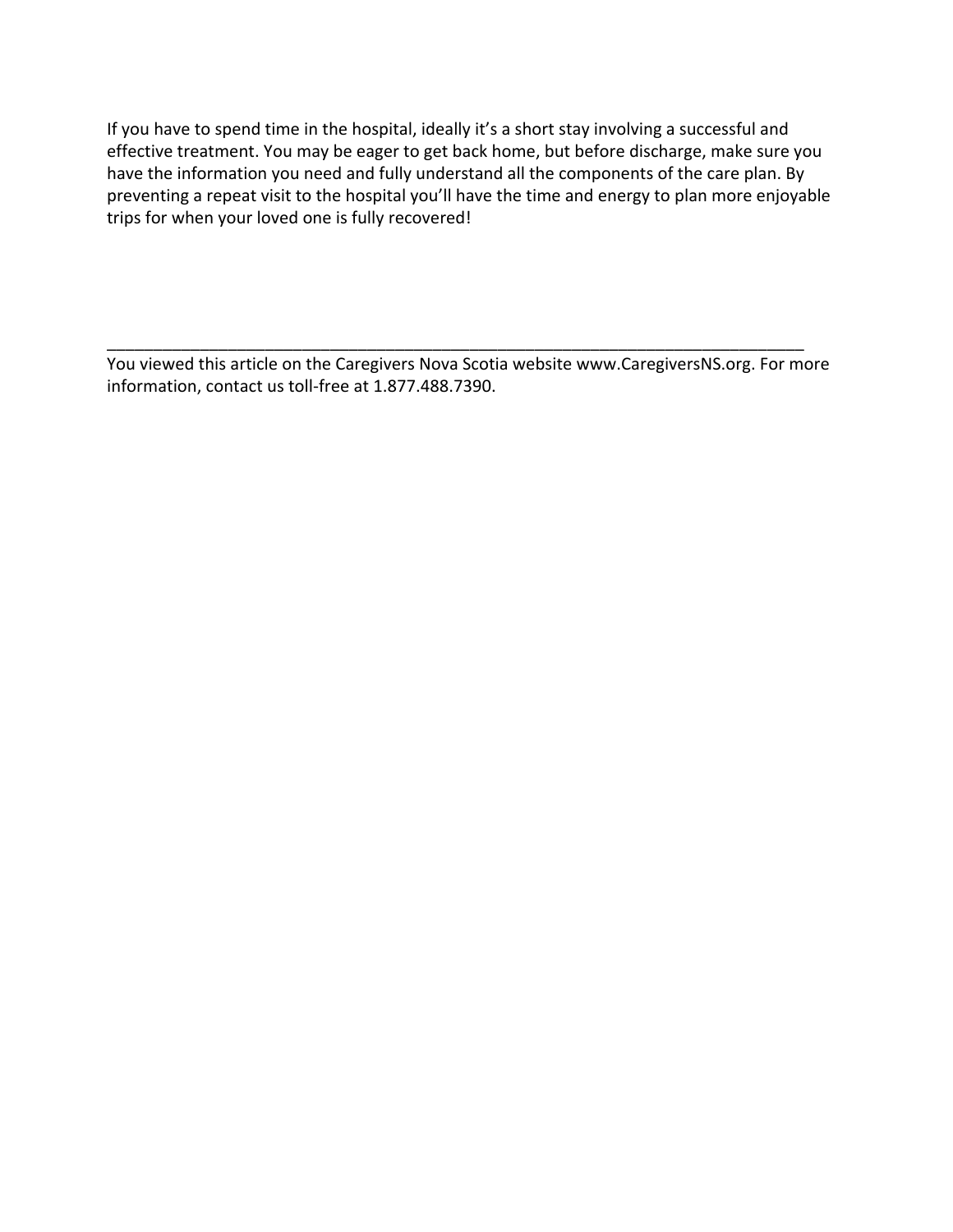If you have to spend time in the hospital, ideally it's a short stay involving a successful and effective treatment. You may be eager to get back home, but before discharge, make sure you have the information you need and fully understand all the components of the care plan. By preventing a repeat visit to the hospital you'll have the time and energy to plan more enjoyable trips for when your loved one is fully recovered!

---

You viewed this article on the Caregivers Nova Scotia website www.CaregiversNS.org. For more information, contact us toll-free at 1.877.488.7390.